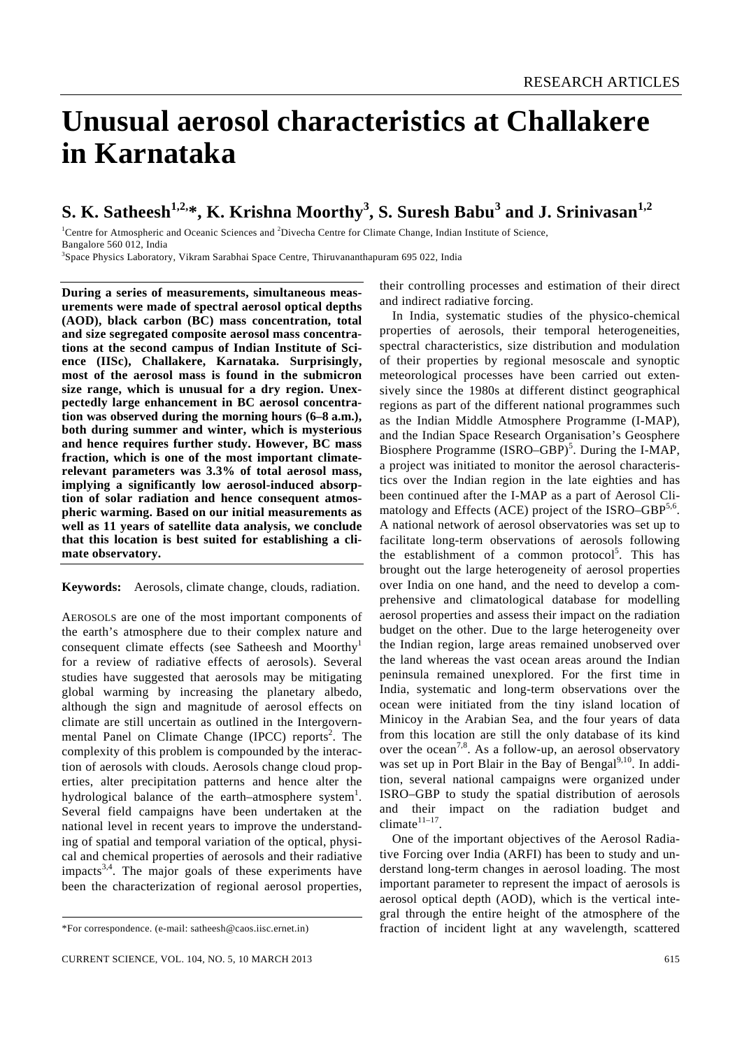# Unusual aerosol characteristics at Challakere in Karnataka

## S. K. Satheesh[1,2,*], K. Krishna Moorthy[3], S. Suresh Babu[3] and J. Srinivasan[1,2]

[1]Centre for Atmospheric and Oceanic Sciences and [2]Divecha Centre for Climate Change, Indian Institute of Science, Bangalore 560 012, India

[3]Space Physics Laboratory, Vikram Sarabhai Space Centre, Thiruvananthapuram 695 022, India

**During a series of measurements, simultaneous measurements were made of spectral aerosol optical depths (AOD), black carbon (BC) mass concentration, total and size segregated composite aerosol mass concentrations at the second campus of Indian Institute of Science (IISc), Challakere, Karnataka. Surprisingly, most of the aerosol mass is found in the submicron size range, which is unusual for a dry region. Unexpectedly large enhancement in BC aerosol concentration was observed during the morning hours (6–8 a.m.), both during summer and winter, which is mysterious and hence requires further study. However, BC mass fraction, which is one of the most important climate-relevant parameters was 3.3% of total aerosol mass, implying a significantly low aerosol-induced absorption of solar radiation and hence consequent atmospheric warming. Based on our initial measurements as well as 11 years of satellite data analysis, we conclude that this location is best suited for establishing a climate observatory.**

**Keywords:** Aerosols, climate change, clouds, radiation.

AEROSOLS are one of the most important components of the earth's atmosphere due to their complex nature and consequent climate effects (see Satheesh and Moorthy[1] for a review of radiative effects of aerosols). Several studies have suggested that aerosols may be mitigating global warming by increasing the planetary albedo, although the sign and magnitude of aerosol effects on climate are still uncertain as outlined in the Intergovernmental Panel on Climate Change (IPCC) reports[2]. The complexity of this problem is compounded by the interaction of aerosols with clouds. Aerosols change cloud properties, alter precipitation patterns and hence alter the hydrological balance of the earth–atmosphere system[1]. Several field campaigns have been undertaken at the national level in recent years to improve the understanding of spatial and temporal variation of the optical, physical and chemical properties of aerosols and their radiative impacts[3,4]. The major goals of these experiments have been the characterization of regional aerosol properties, their controlling processes and estimation of their direct and indirect radiative forcing.

In India, systematic studies of the physico-chemical properties of aerosols, their temporal heterogeneities, spectral characteristics, size distribution and modulation of their properties by regional mesoscale and synoptic meteorological processes have been carried out extensively since the 1980s at different distinct geographical regions as part of the different national programmes such as the Indian Middle Atmosphere Programme (I-MAP), and the Indian Space Research Organisation's Geosphere Biosphere Programme (ISRO–GBP)[5]. During the I-MAP, a project was initiated to monitor the aerosol characteristics over the Indian region in the late eighties and has been continued after the I-MAP as a part of Aerosol Climatology and Effects (ACE) project of the ISRO–GBP[5,6]. A national network of aerosol observatories was set up to facilitate long-term observations of aerosols following the establishment of a common protocol[5]. This has brought out the large heterogeneity of aerosol properties over India on one hand, and the need to develop a comprehensive and climatological database for modelling aerosol properties and assess their impact on the radiation budget on the other. Due to the large heterogeneity over the Indian region, large areas remained unobserved over the land whereas the vast ocean areas around the Indian peninsula remained unexplored. For the first time in India, systematic and long-term observations over the ocean were initiated from the tiny island location of Minicoy in the Arabian Sea, and the four years of data from this location are still the only database of its kind over the ocean[7,8]. As a follow-up, an aerosol observatory was set up in Port Blair in the Bay of Bengal[9,10]. In addition, several national campaigns were organized under ISRO–GBP to study the spatial distribution of aerosols and their impact on the radiation budget and climate[11–17].

One of the important objectives of the Aerosol Radiative Forcing over India (ARFI) has been to study and understand long-term changes in aerosol loading. The most important parameter to represent the impact of aerosols is aerosol optical depth (AOD), which is the vertical integral through the entire height of the atmosphere of the fraction of incident light at any wavelength, scattered

*For correspondence. (e-mail: satheesh@caos.iisc.ernet.in)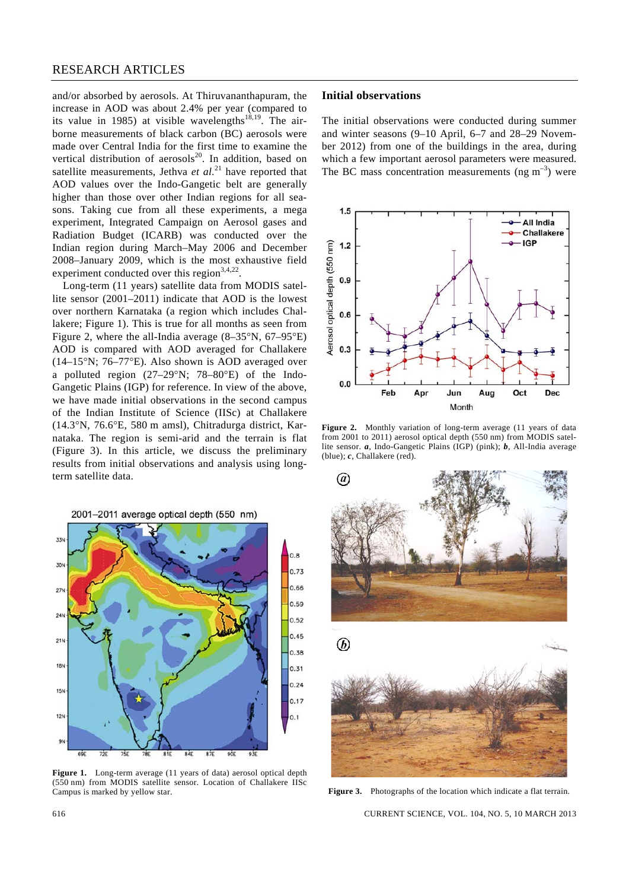and/or absorbed by aerosols. At Thiruvananthapuram, the increase in AOD was about 2.4% per year (compared to its value in 1985) at visible wavelengths[18,19]. The airborne measurements of black carbon (BC) aerosols were made over Central India for the first time to examine the vertical distribution of aerosols[20]. In addition, based on satellite measurements, Jethva *et al.*[21] have reported that AOD values over the Indo-Gangetic belt are generally higher than those over other Indian regions for all seasons. Taking cue from all these experiments, a mega experiment, Integrated Campaign on Aerosol gases and Radiation Budget (ICARB) was conducted over the Indian region during March–May 2006 and December 2008–January 2009, which is the most exhaustive field experiment conducted over this region[3,4,22].

Long-term (11 years) satellite data from MODIS satellite sensor (2001–2011) indicate that AOD is the lowest over northern Karnataka (a region which includes Challakere; Figure 1). This is true for all months as seen from Figure 2, where the all-India average (8–35°N, 67–95°E) AOD is compared with AOD averaged for Challakere (14–15°N; 76–77°E). Also shown is AOD averaged over a polluted region (27–29°N; 78–80°E) of the Indo-Gangetic Plains (IGP) for reference. In view of the above, we have made initial observations in the second campus of the Indian Institute of Science (IISc) at Challakere (14.3°N, 76.6°E, 580 m amsl), Chitradurga district, Karnataka. The region is semi-arid and the terrain is flat (Figure 3). In this article, we discuss the preliminary results from initial observations and analysis using long-term satellite data.

**Figure 1.** Long-term average (11 years of data) aerosol optical depth (550 nm) from MODIS satellite sensor. Location of Challakere IISc Campus is marked by yellow star.

## Initial observations

The initial observations were conducted during summer and winter seasons (9–10 April, 6–7 and 28–29 November 2012) from one of the buildings in the area, during which a few important aerosol parameters were measured. The BC mass concentration measurements (ng $m^{-3}$) were

**Figure 2.** Monthly variation of long-term average (11 years of data from 2001 to 2011) aerosol optical depth (550 nm) from MODIS satellite sensor. ***a***, Indo-Gangetic Plains (IGP) (pink); ***b***, All-India average (blue); ***c***, Challakere (red).

**Figure 3.** Photographs of the location which indicate a flat terrain.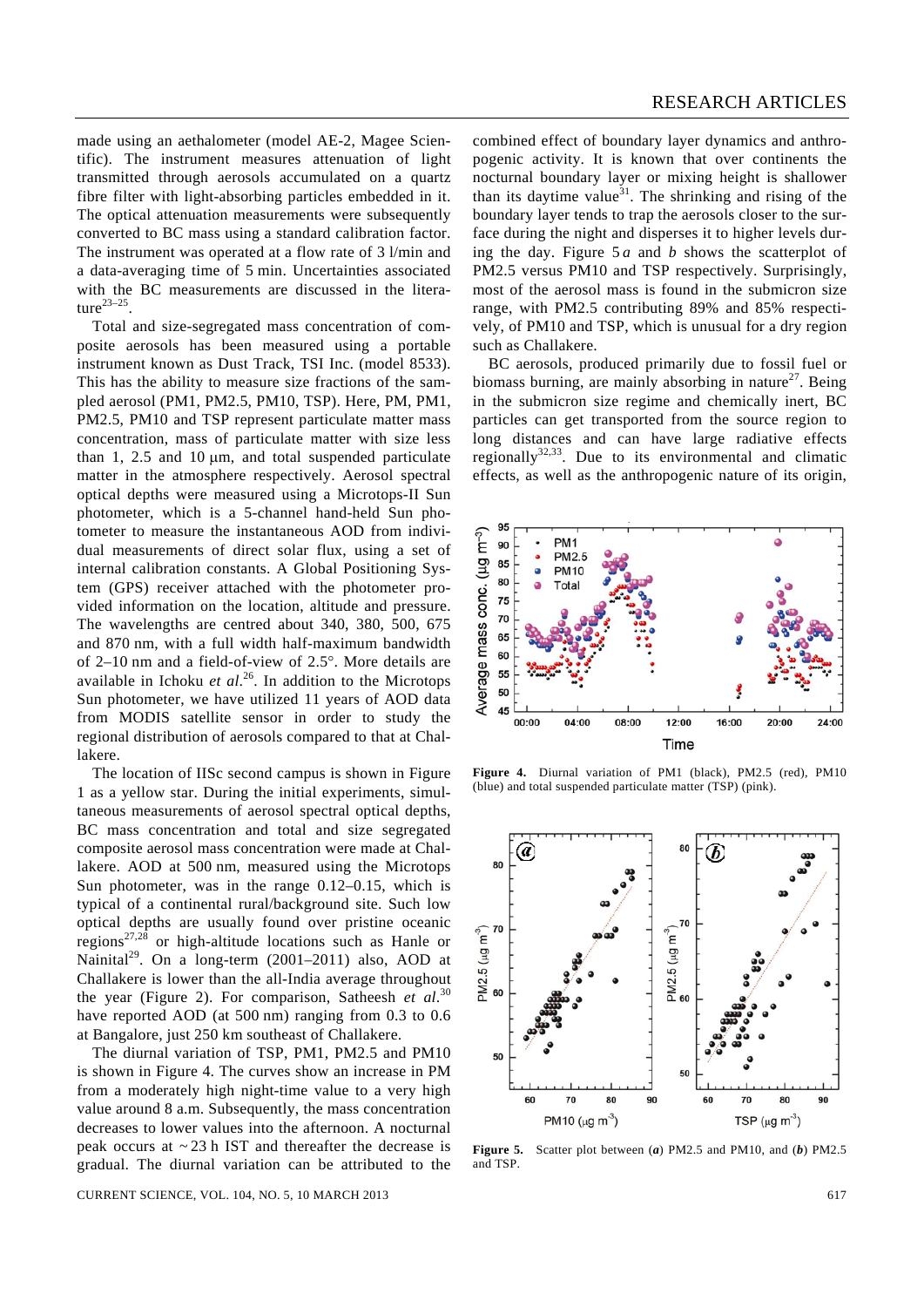made using an aethalometer (model AE-2, Magee Scientific). The instrument measures attenuation of light transmitted through aerosols accumulated on a quartz fibre filter with light-absorbing particles embedded in it. The optical attenuation measurements were subsequently converted to BC mass using a standard calibration factor. The instrument was operated at a flow rate of 3 l/min and a data-averaging time of 5 min. Uncertainties associated with the BC measurements are discussed in the literature[23–25].

Total and size-segregated mass concentration of composite aerosols has been measured using a portable instrument known as Dust Track, TSI Inc. (model 8533). This has the ability to measure size fractions of the sampled aerosol (PM1, PM2.5, PM10, TSP). Here, PM, PM1, PM2.5, PM10 and TSP represent particulate matter mass concentration, mass of particulate matter with size less than 1, 2.5 and 10 μm, and total suspended particulate matter in the atmosphere respectively. Aerosol spectral optical depths were measured using a Microtops-II Sun photometer, which is a 5-channel hand-held Sun photometer to measure the instantaneous AOD from individual measurements of direct solar flux, using a set of internal calibration constants. A Global Positioning System (GPS) receiver attached with the photometer provided information on the location, altitude and pressure. The wavelengths are centred about 340, 380, 500, 675 and 870 nm, with a full width half-maximum bandwidth of 2–10 nm and a field-of-view of 2.5°. More details are available in Ichoku *et al.*[26]. In addition to the Microtops Sun photometer, we have utilized 11 years of AOD data from MODIS satellite sensor in order to study the regional distribution of aerosols compared to that at Challakere.

The location of IISc second campus is shown in Figure 1 as a yellow star. During the initial experiments, simultaneous measurements of aerosol spectral optical depths, BC mass concentration and total and size segregated composite aerosol mass concentration were made at Challakere. AOD at 500 nm, measured using the Microtops Sun photometer, was in the range 0.12–0.15, which is typical of a continental rural/background site. Such low optical depths are usually found over pristine oceanic regions[27,28] or high-altitude locations such as Hanle or Nainital[29]. On a long-term (2001–2011) also, AOD at Challakere is lower than the all-India average throughout the year (Figure 2). For comparison, Satheesh *et al.*[30] have reported AOD (at 500 nm) ranging from 0.3 to 0.6 at Bangalore, just 250 km southeast of Challakere.

The diurnal variation of TSP, PM1, PM2.5 and PM10 is shown in Figure 4. The curves show an increase in PM from a moderately high night-time value to a very high value around 8 a.m. Subsequently, the mass concentration decreases to lower values into the afternoon. A nocturnal peak occurs at ~23 h IST and thereafter the decrease is gradual. The diurnal variation can be attributed to the combined effect of boundary layer dynamics and anthropogenic activity. It is known that over continents the nocturnal boundary layer or mixing height is shallower than its daytime value[31]. The shrinking and rising of the boundary layer tends to trap the aerosols closer to the surface during the night and disperses it to higher levels during the day. Figure 5 *a* and *b* shows the scatterplot of PM2.5 versus PM10 and TSP respectively. Surprisingly, most of the aerosol mass is found in the submicron size range, with PM2.5 contributing 89% and 85% respectively, of PM10 and TSP, which is unusual for a dry region such as Challakere.

BC aerosols, produced primarily due to fossil fuel or biomass burning, are mainly absorbing in nature[27]. Being in the submicron size regime and chemically inert, BC particles can get transported from the source region to long distances and can have large radiative effects regionally[32,33]. Due to its environmental and climatic effects, as well as the anthropogenic nature of its origin,

**Figure 4.** Diurnal variation of PM1 (black), PM2.5 (red), PM10 (blue) and total suspended particulate matter (TSP) (pink).

**Figure 5.** Scatter plot between (***a***) PM2.5 and PM10, and (***b***) PM2.5 and TSP.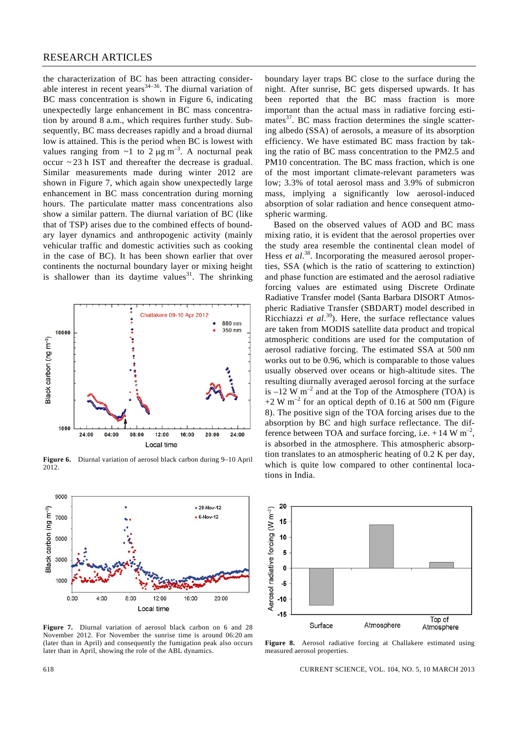the characterization of BC has been attracting considerable interest in recent years[34–36]. The diurnal variation of BC mass concentration is shown in Figure 6, indicating unexpectedly large enhancement in BC mass concentration by around 8 a.m., which requires further study. Subsequently, BC mass decreases rapidly and a broad diurnal low is attained. This is the period when BC is lowest with values ranging from ~1 to 2 μg $m^{-3}$. A nocturnal peak occur ~ 23 h IST and thereafter the decrease is gradual. Similar measurements made during winter 2012 are shown in Figure 7, which again show unexpectedly large enhancement in BC mass concentration during morning hours. The particulate matter mass concentrations also show a similar pattern. The diurnal variation of BC (like that of TSP) arises due to the combined effects of boundary layer dynamics and anthropogenic activity (mainly vehicular traffic and domestic activities such as cooking in the case of BC). It has been shown earlier that over continents the nocturnal boundary layer or mixing height is shallower than its daytime values[31]. The shrinking boundary layer traps BC close to the surface during the night. After sunrise, BC gets dispersed upwards. It has been reported that the BC mass fraction is more important than the actual mass in radiative forcing estimates[37]. BC mass fraction determines the single scattering albedo (SSA) of aerosols, a measure of its absorption efficiency. We have estimated BC mass fraction by taking the ratio of BC mass concentration to the PM2.5 and PM10 concentration. The BC mass fraction, which is one of the most important climate-relevant parameters was low; 3.3% of total aerosol mass and 3.9% of submicron mass, implying a significantly low aerosol-induced absorption of solar radiation and hence consequent atmospheric warming.

Based on the observed values of AOD and BC mass mixing ratio, it is evident that the aerosol properties over the study area resemble the continental clean model of Hess *et al.*[38]. Incorporating the measured aerosol properties, SSA (which is the ratio of scattering to extinction) and phase function are estimated and the aerosol radiative forcing values are estimated using Discrete Ordinate Radiative Transfer model (Santa Barbara DISORT Atmospheric Radiative Transfer (SBDART) model described in Ricchiazzi *et al.*[39]). Here, the surface reflectance values are taken from MODIS satellite data product and tropical atmospheric conditions are used for the computation of aerosol radiative forcing. The estimated SSA at 500 nm works out to be 0.96, which is comparable to those values usually observed over oceans or high-altitude sites. The resulting diurnally averaged aerosol forcing at the surface is –12 W $m^{-2}$ and at the Top of the Atmosphere (TOA) is +2 W $m^{-2}$ for an optical depth of 0.16 at 500 nm (Figure 8). The positive sign of the TOA forcing arises due to the absorption by BC and high surface reflectance. The difference between TOA and surface forcing, i.e. + 14 W $m^{-2}$, is absorbed in the atmosphere. This atmospheric absorption translates to an atmospheric heating of 0.2 K per day, which is quite low compared to other continental locations in India.

**Figure 6.** Diurnal variation of aerosol black carbon during 9–10 April 2012.

**Figure 7.** Diurnal variation of aerosol black carbon on 6 and 28 November 2012. For November the sunrise time is around 06:20 am (later than in April) and consequently the fumigation peak also occurs later than in April, showing the role of the ABL dynamics.

**Figure 8.** Aerosol radiative forcing at Challakere estimated using measured aerosol properties.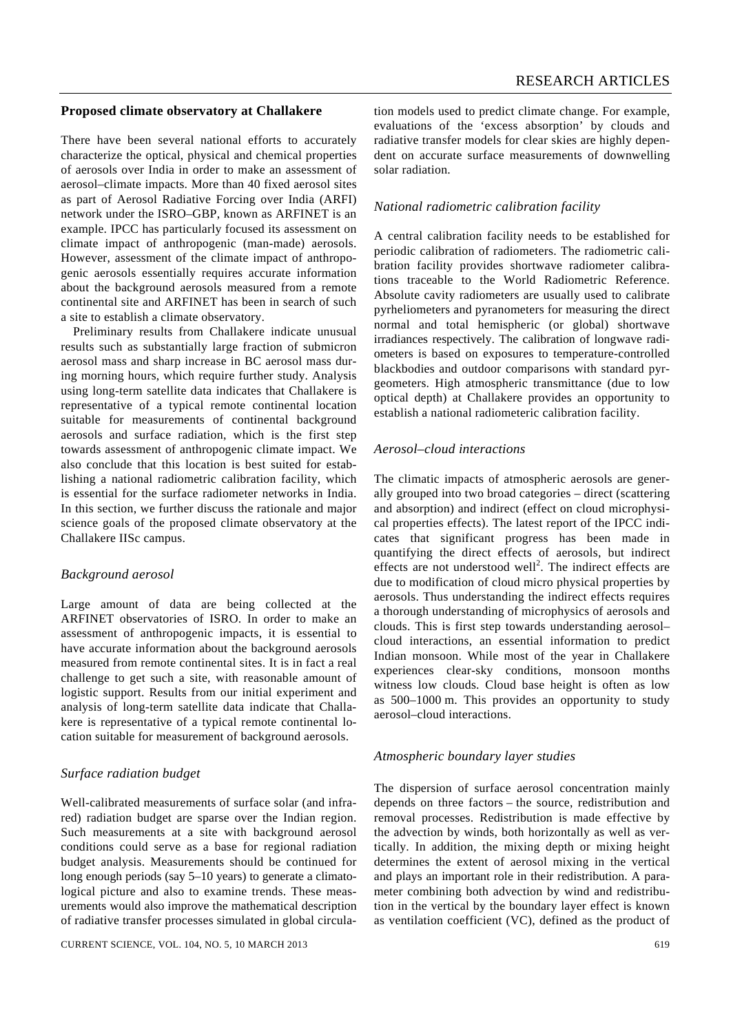## Proposed climate observatory at Challakere

There have been several national efforts to accurately characterize the optical, physical and chemical properties of aerosols over India in order to make an assessment of aerosol–climate impacts. More than 40 fixed aerosol sites as part of Aerosol Radiative Forcing over India (ARFI) network under the ISRO–GBP, known as ARFINET is an example. IPCC has particularly focused its assessment on climate impact of anthropogenic (man-made) aerosols. However, assessment of the climate impact of anthropogenic aerosols essentially requires accurate information about the background aerosols measured from a remote continental site and ARFINET has been in search of such a site to establish a climate observatory.

Preliminary results from Challakere indicate unusual results such as substantially large fraction of submicron aerosol mass and sharp increase in BC aerosol mass during morning hours, which require further study. Analysis using long-term satellite data indicates that Challakere is representative of a typical remote continental location suitable for measurements of continental background aerosols and surface radiation, which is the first step towards assessment of anthropogenic climate impact. We also conclude that this location is best suited for establishing a national radiometric calibration facility, which is essential for the surface radiometer networks in India. In this section, we further discuss the rationale and major science goals of the proposed climate observatory at the Challakere IISc campus.

### *Background aerosol*

Large amount of data are being collected at the ARFINET observatories of ISRO. In order to make an assessment of anthropogenic impacts, it is essential to have accurate information about the background aerosols measured from remote continental sites. It is in fact a real challenge to get such a site, with reasonable amount of logistic support. Results from our initial experiment and analysis of long-term satellite data indicate that Challakere is representative of a typical remote continental location suitable for measurement of background aerosols.

### *Surface radiation budget*

Well-calibrated measurements of surface solar (and infrared) radiation budget are sparse over the Indian region. Such measurements at a site with background aerosol conditions could serve as a base for regional radiation budget analysis. Measurements should be continued for long enough periods (say 5–10 years) to generate a climatological picture and also to examine trends. These measurements would also improve the mathematical description of radiative transfer processes simulated in global circulation models used to predict climate change. For example, evaluations of the 'excess absorption' by clouds and radiative transfer models for clear skies are highly dependent on accurate surface measurements of downwelling solar radiation.

### *National radiometric calibration facility*

A central calibration facility needs to be established for periodic calibration of radiometers. The radiometric calibration facility provides shortwave radiometer calibrations traceable to the World Radiometric Reference. Absolute cavity radiometers are usually used to calibrate pyrheliometers and pyranometers for measuring the direct normal and total hemispheric (or global) shortwave irradiances respectively. The calibration of longwave radiometers is based on exposures to temperature-controlled blackbodies and outdoor comparisons with standard pyrgeometers. High atmospheric transmittance (due to low optical depth) at Challakere provides an opportunity to establish a national radiometeric calibration facility.

### *Aerosol–cloud interactions*

The climatic impacts of atmospheric aerosols are generally grouped into two broad categories – direct (scattering and absorption) and indirect (effect on cloud microphysical properties effects). The latest report of the IPCC indicates that significant progress has been made in quantifying the direct effects of aerosols, but indirect effects are not understood well[2]. The indirect effects are due to modification of cloud micro physical properties by aerosols. Thus understanding the indirect effects requires a thorough understanding of microphysics of aerosols and clouds. This is first step towards understanding aerosol–cloud interactions, an essential information to predict Indian monsoon. While most of the year in Challakere experiences clear-sky conditions, monsoon months witness low clouds. Cloud base height is often as low as 500–1000 m. This provides an opportunity to study aerosol–cloud interactions.

### *Atmospheric boundary layer studies*

The dispersion of surface aerosol concentration mainly depends on three factors – the source, redistribution and removal processes. Redistribution is made effective by the advection by winds, both horizontally as well as vertically. In addition, the mixing depth or mixing height determines the extent of aerosol mixing in the vertical and plays an important role in their redistribution. A parameter combining both advection by wind and redistribution in the vertical by the boundary layer effect is known as ventilation coefficient (VC), defined as the product of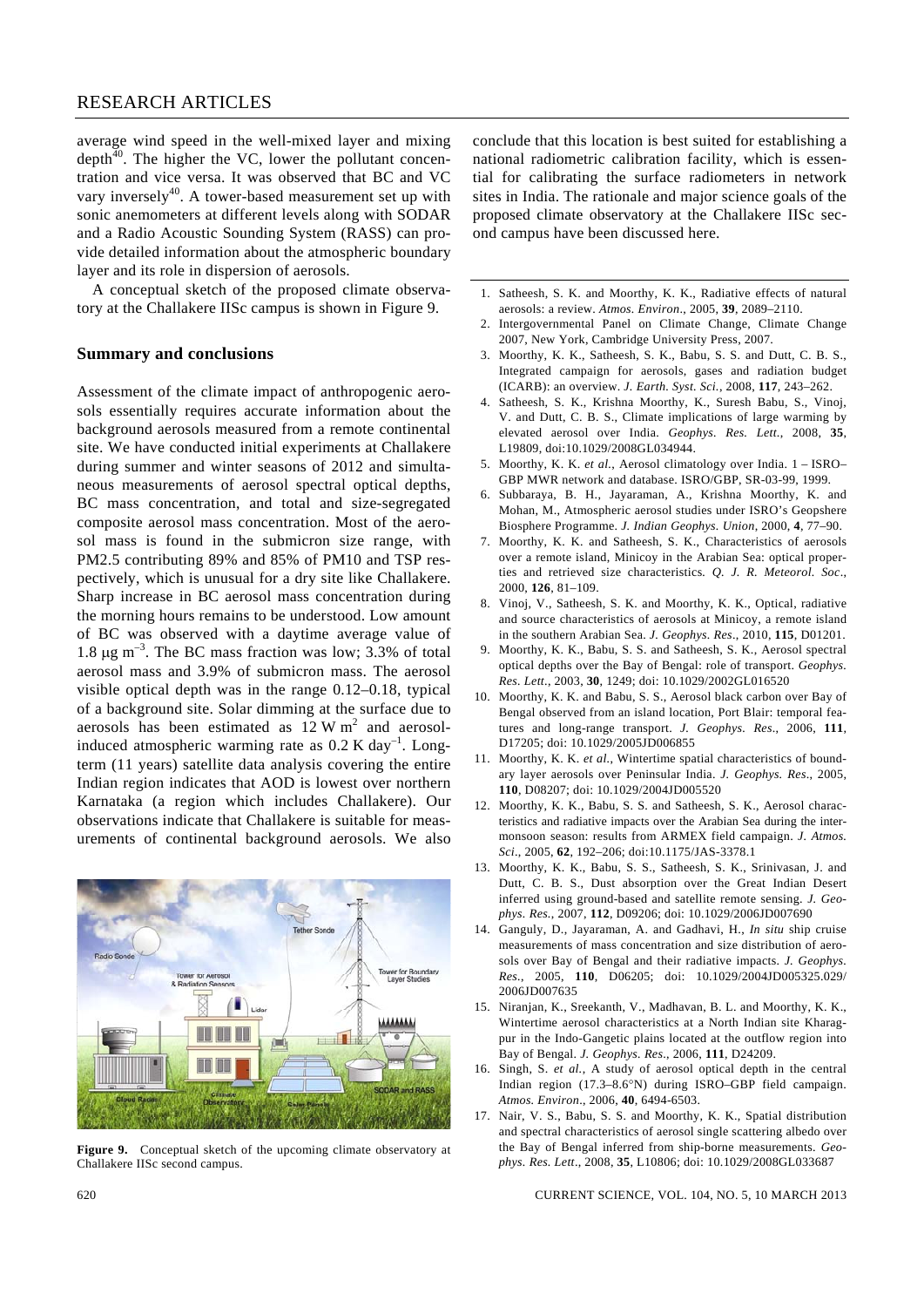average wind speed in the well-mixed layer and mixing depth[40]. The higher the VC, lower the pollutant concentration and vice versa. It was observed that BC and VC vary inversely[40]. A tower-based measurement set up with sonic anemometers at different levels along with SODAR and a Radio Acoustic Sounding System (RASS) can provide detailed information about the atmospheric boundary layer and its role in dispersion of aerosols.

A conceptual sketch of the proposed climate observatory at the Challakere IISc campus is shown in Figure 9.

## Summary and conclusions

Assessment of the climate impact of anthropogenic aerosols essentially requires accurate information about the background aerosols measured from a remote continental site. We have conducted initial experiments at Challakere during summer and winter seasons of 2012 and simultaneous measurements of aerosol spectral optical depths, BC mass concentration, and total and size-segregated composite aerosol mass concentration. Most of the aerosol mass is found in the submicron size range, with PM2.5 contributing 89% and 85% of PM10 and TSP respectively, which is unusual for a dry site like Challakere. Sharp increase in BC aerosol mass concentration during the morning hours remains to be understood. Low amount of BC was observed with a daytime average value of 1.8 μg $m^{-3}$. The BC mass fraction was low; 3.3% of total aerosol mass and 3.9% of submicron mass. The aerosol visible optical depth was in the range 0.12–0.18, typical of a background site. Solar dimming at the surface due to aerosols has been estimated as 12 W $m^2$ and aerosol-induced atmospheric warming rate as 0.2 K $day^{-1}$. Long-term (11 years) satellite data analysis covering the entire Indian region indicates that AOD is lowest over northern Karnataka (a region which includes Challakere). Our observations indicate that Challakere is suitable for measurements of continental background aerosols. We also conclude that this location is best suited for establishing a national radiometric calibration facility, which is essential for calibrating the surface radiometers in network sites in India. The rationale and major science goals of the proposed climate observatory at the Challakere IISc second campus have been discussed here.

**Figure 9.** Conceptual sketch of the upcoming climate observatory at Challakere IISc second campus.

1. Satheesh, S. K. and Moorthy, K. K., Radiative effects of natural aerosols: a review. *Atmos. Environ*., 2005, **39**, 2089–2110.
2. Intergovernmental Panel on Climate Change, Climate Change 2007, New York, Cambridge University Press, 2007.
3. Moorthy, K. K., Satheesh, S. K., Babu, S. S. and Dutt, C. B. S., Integrated campaign for aerosols, gases and radiation budget (ICARB): an overview. *J. Earth. Syst. Sci.*, 2008, **117**, 243–262.
4. Satheesh, S. K., Krishna Moorthy, K., Suresh Babu, S., Vinoj, V. and Dutt, C. B. S., Climate implications of large warming by elevated aerosol over India. *Geophys. Res. Lett.*, 2008, **35**, L19809, doi:10.1029/2008GL034944.
5. Moorthy, K. K. *et al.*, Aerosol climatology over India. 1 – ISRO–GBP MWR network and database. ISRO/GBP, SR-03-99, 1999.
6. Subbaraya, B. H., Jayaraman, A., Krishna Moorthy, K. and Mohan, M., Atmospheric aerosol studies under ISRO's Geopshere Biosphere Programme. *J. Indian Geophys. Union*, 2000, **4**, 77–90.
7. Moorthy, K. K. and Satheesh, S. K., Characteristics of aerosols over a remote island, Minicoy in the Arabian Sea: optical properties and retrieved size characteristics. *Q. J. R. Meteorol. Soc*., 2000, **126**, 81–109.
8. Vinoj, V., Satheesh, S. K. and Moorthy, K. K., Optical, radiative and source characteristics of aerosols at Minicoy, a remote island in the southern Arabian Sea. *J. Geophys. Res*., 2010, **115**, D01201.
9. Moorthy, K. K., Babu, S. S. and Satheesh, S. K., Aerosol spectral optical depths over the Bay of Bengal: role of transport. *Geophys. Res. Lett*., 2003, **30**, 1249; doi: 10.1029/2002GL016520
10. Moorthy, K. K. and Babu, S. S., Aerosol black carbon over Bay of Bengal observed from an island location, Port Blair: temporal features and long-range transport. *J. Geophys. Res*., 2006, **111**, D17205; doi: 10.1029/2005JD006855
11. Moorthy, K. K. *et al.*, Wintertime spatial characteristics of boundary layer aerosols over Peninsular India. *J. Geophys. Res*., 2005, **110**, D08207; doi: 10.1029/2004JD005520
12. Moorthy, K. K., Babu, S. S. and Satheesh, S. K., Aerosol characteristics and radiative impacts over the Arabian Sea during the intermonsoon season: results from ARMEX field campaign. *J. Atmos. Sci*., 2005, **62**, 192–206; doi:10.1175/JAS-3378.1
13. Moorthy, K. K., Babu, S. S., Satheesh, S. K., Srinivasan, J. and Dutt, C. B. S., Dust absorption over the Great Indian Desert inferred using ground-based and satellite remote sensing. *J. Geophys. Res.*, 2007, **112**, D09206; doi: 10.1029/2006JD007690
14. Ganguly, D., Jayaraman, A. and Gadhavi, H., *In situ* ship cruise measurements of mass concentration and size distribution of aerosols over Bay of Bengal and their radiative impacts. *J. Geophys. Res.*, 2005, **110**, D06205; doi: 10.1029/2004JD005325.029/2006JD007635
15. Niranjan, K., Sreekanth, V., Madhavan, B. L. and Moorthy, K. K., Wintertime aerosol characteristics at a North Indian site Kharagpur in the Indo-Gangetic plains located at the outflow region into Bay of Bengal. *J. Geophys. Res*., 2006, **111**, D24209.
16. Singh, S. *et al.*, A study of aerosol optical depth in the central Indian region (17.3–8.6°N) during ISRO–GBP field campaign. *Atmos. Environ*., 2006, **40**, 6494-6503.
17. Nair, V. S., Babu, S. S. and Moorthy, K. K., Spatial distribution and spectral characteristics of aerosol single scattering albedo over the Bay of Bengal inferred from ship-borne measurements. *Geophys. Res. Lett*., 2008, **35**, L10806; doi: 10.1029/2008GL033687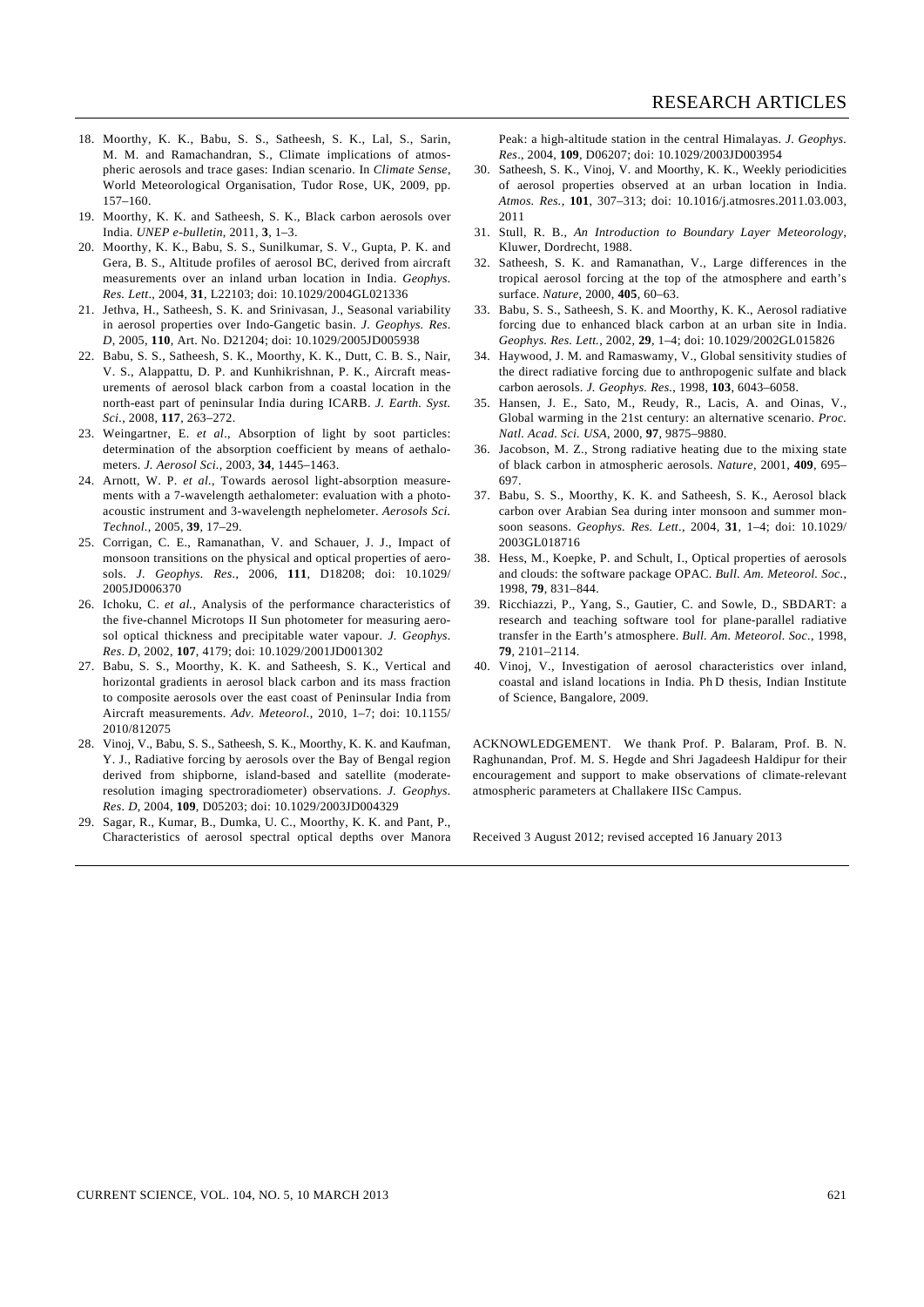18. Moorthy, K. K., Babu, S. S., Satheesh, S. K., Lal, S., Sarin, M. M. and Ramachandran, S., Climate implications of atmospheric aerosols and trace gases: Indian scenario. In *Climate Sense*, World Meteorological Organisation, Tudor Rose, UK, 2009, pp. 157–160.
19. Moorthy, K. K. and Satheesh, S. K., Black carbon aerosols over India. *UNEP e-bulletin*, 2011, **3**, 1–3.
20. Moorthy, K. K., Babu, S. S., Sunilkumar, S. V., Gupta, P. K. and Gera, B. S., Altitude profiles of aerosol BC, derived from aircraft measurements over an inland urban location in India. *Geophys. Res. Lett*., 2004, **31**, L22103; doi: 10.1029/2004GL021336
21. Jethva, H., Satheesh, S. K. and Srinivasan, J., Seasonal variability in aerosol properties over Indo-Gangetic basin. *J. Geophys. Res. D*, 2005, **110**, Art. No. D21204; doi: 10.1029/2005JD005938
22. Babu, S. S., Satheesh, S. K., Moorthy, K. K., Dutt, C. B. S., Nair, V. S., Alappattu, D. P. and Kunhikrishnan, P. K., Aircraft measurements of aerosol black carbon from a coastal location in the north-east part of peninsular India during ICARB. *J. Earth. Syst. Sci*., 2008, **117**, 263–272.
23. Weingartner, E. *et al*., Absorption of light by soot particles: determination of the absorption coefficient by means of aethalometers. *J. Aerosol Sci*., 2003, **34**, 1445–1463.
24. Arnott, W. P. *et al*., Towards aerosol light-absorption measurements with a 7-wavelength aethalometer: evaluation with a photoacoustic instrument and 3-wavelength nephelometer. *Aerosols Sci. Technol*., 2005, **39**, 17–29.
25. Corrigan, C. E., Ramanathan, V. and Schauer, J. J., Impact of monsoon transitions on the physical and optical properties of aerosols. *J. Geophys. Res*., 2006, **111**, D18208; doi: 10.1029/2005JD006370
26. Ichoku, C. *et al*., Analysis of the performance characteristics of the five-channel Microtops II Sun photometer for measuring aerosol optical thickness and precipitable water vapour. *J. Geophys. Res. D*, 2002, **107**, 4179; doi: 10.1029/2001JD001302
27. Babu, S. S., Moorthy, K. K. and Satheesh, S. K., Vertical and horizontal gradients in aerosol black carbon and its mass fraction to composite aerosols over the east coast of Peninsular India from Aircraft measurements. *Adv. Meteorol*., 2010, 1–7; doi: 10.1155/2010/812075
28. Vinoj, V., Babu, S. S., Satheesh, S. K., Moorthy, K. K. and Kaufman, Y. J., Radiative forcing by aerosols over the Bay of Bengal region derived from shipborne, island-based and satellite (moderate-resolution imaging spectroradiometer) observations. *J. Geophys. Res. D*, 2004, **109**, D05203; doi: 10.1029/2003JD004329
29. Sagar, R., Kumar, B., Dumka, U. C., Moorthy, K. K. and Pant, P., Characteristics of aerosol spectral optical depths over Manora Peak: a high-altitude station in the central Himalayas. *J. Geophys. Res*., 2004, **109**, D06207; doi: 10.1029/2003JD003954
30. Satheesh, S. K., Vinoj, V. and Moorthy, K. K., Weekly periodicities of aerosol properties observed at an urban location in India. *Atmos. Res.*, **101**, 307–313; doi: 10.1016/j.atmosres.2011.03.003, 2011
31. Stull, R. B., *An Introduction to Boundary Layer Meteorology*, Kluwer, Dordrecht, 1988.
32. Satheesh, S. K. and Ramanathan, V., Large differences in the tropical aerosol forcing at the top of the atmosphere and earth's surface. *Nature*, 2000, **405**, 60–63.
33. Babu, S. S., Satheesh, S. K. and Moorthy, K. K., Aerosol radiative forcing due to enhanced black carbon at an urban site in India. *Geophys. Res. Lett.*, 2002, **29**, 1–4; doi: 10.1029/2002GL015826
34. Haywood, J. M. and Ramaswamy, V., Global sensitivity studies of the direct radiative forcing due to anthropogenic sulfate and black carbon aerosols. *J. Geophys. Res.*, 1998, **103**, 6043–6058.
35. Hansen, J. E., Sato, M., Reudy, R., Lacis, A. and Oinas, V., Global warming in the 21st century: an alternative scenario. *Proc. Natl. Acad. Sci. USA*, 2000, **97**, 9875–9880.
36. Jacobson, M. Z., Strong radiative heating due to the mixing state of black carbon in atmospheric aerosols. *Nature*, 2001, **409**, 695–697.
37. Babu, S. S., Moorthy, K. K. and Satheesh, S. K., Aerosol black carbon over Arabian Sea during inter monsoon and summer monsoon seasons. *Geophys. Res. Lett*., 2004, **31**, 1–4; doi: 10.1029/2003GL018716
38. Hess, M., Koepke, P. and Schult, I., Optical properties of aerosols and clouds: the software package OPAC. *Bull. Am. Meteorol. Soc.*, 1998, **79**, 831–844.
39. Ricchiazzi, P., Yang, S., Gautier, C. and Sowle, D., SBDART: a research and teaching software tool for plane-parallel radiative transfer in the Earth's atmosphere. *Bull. Am. Meteorol. Soc.*, 1998, **79**, 2101–2114.
40. Vinoj, V., Investigation of aerosol characteristics over inland, coastal and island locations in India. Ph D thesis, Indian Institute of Science, Bangalore, 2009.

ACKNOWLEDGEMENT. We thank Prof. P. Balaram, Prof. B. N. Raghunandan, Prof. M. S. Hegde and Shri Jagadeesh Haldipur for their encouragement and support to make observations of climate-relevant atmospheric parameters at Challakere IISc Campus.

Received 3 August 2012; revised accepted 16 January 2013